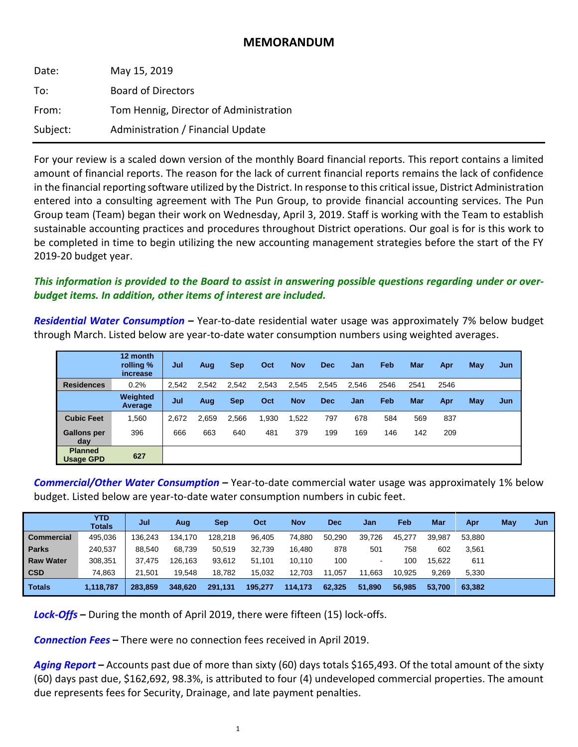# MEMORANDUM

| | |
|---|---|
| Date: | May 15, 2019 |
| To: | Board of Directors |
| From: | Tom Hennig, Director of Administration |
| Subject: | Administration / Financial Update |

For your review is a scaled down version of the monthly Board financial reports. This report contains a limited amount of financial reports. The reason for the lack of current financial reports remains the lack of confidence in the financial reporting software utilized by the District. In response to this critical issue, District Administration entered into a consulting agreement with The Pun Group, to provide financial accounting services. The Pun Group team (Team) began their work on Wednesday, April 3, 2019. Staff is working with the Team to establish sustainable accounting practices and procedures throughout District operations. Our goal is for is this work to be completed in time to begin utilizing the new accounting management strategies before the start of the FY 2019-20 budget year.

***This information is provided to the Board to assist in answering possible questions regarding under or over-budget items. In addition, other items of interest are included.***

***Residential Water Consumption*** **–** Year-to-date residential water usage was approximately 7% below budget through March. Listed below are year-to-date water consumption numbers using weighted averages.

| | 12 month rolling % increase | Jul | Aug | Sep | Oct | Nov | Dec | Jan | Feb | Mar | Apr | May | Jun |
|---|---|---|---|---|---|---|---|---|---|---|---|---|---|
| **Residences** | 0.2% | 2,542 | 2,542 | 2,542 | 2,543 | 2,545 | 2,545 | 2,546 | 2546 | 2541 | 2546 | | |
| | **Weighted Average** | **Jul** | **Aug** | **Sep** | **Oct** | **Nov** | **Dec** | **Jan** | **Feb** | **Mar** | **Apr** | **May** | **Jun** |
| **Cubic Feet** | 1,560 | 2,672 | 2,659 | 2,566 | 1,930 | 1,522 | 797 | 678 | 584 | 569 | 837 | | |
| **Gallons per day** | 396 | 666 | 663 | 640 | 481 | 379 | 199 | 169 | 146 | 142 | 209 | | |
| **Planned Usage GPD** | **627** | | | | | | | | | | | | |

***Commercial/Other Water Consumption*** **–** Year-to-date commercial water usage was approximately 1% below budget. Listed below are year-to-date water consumption numbers in cubic feet.

| | YTD Totals | Jul | Aug | Sep | Oct | Nov | Dec | Jan | Feb | Mar | Apr | May | Jun |
|---|---|---|---|---|---|---|---|---|---|---|---|---|---|
| **Commercial** | 495,036 | 136,243 | 134,170 | 128,218 | 96,405 | 74,880 | 50,290 | 39,726 | 45,277 | 39,987 | 53,880 | | |
| **Parks** | 240,537 | 88,540 | 68,739 | 50,519 | 32,739 | 16,480 | 878 | 501 | 758 | 602 | 3,561 | | |
| **Raw Water** | 308,351 | 37,475 | 126,163 | 93,612 | 51,101 | 10,110 | 100 | - | 100 | 15,622 | 611 | | |
| **CSD** | 74,863 | 21,501 | 19,548 | 18,782 | 15,032 | 12,703 | 11,057 | 11,663 | 10,925 | 9,269 | 5,330 | | |
| **Totals** | **1,118,787** | **283,859** | **348,620** | **291,131** | **195,277** | **114,173** | **62,325** | **51,890** | **56,985** | **53,700** | **63,382** | | |

***Lock-Offs*** **–** During the month of April 2019, there were fifteen (15) lock-offs.

***Connection Fees*** **–** There were no connection fees received in April 2019.

***Aging Report*** **–** Accounts past due of more than sixty (60) days totals $165,493. Of the total amount of the sixty (60) days past due, $162,692, 98.3%, is attributed to four (4) undeveloped commercial properties. The amount due represents fees for Security, Drainage, and late payment penalties.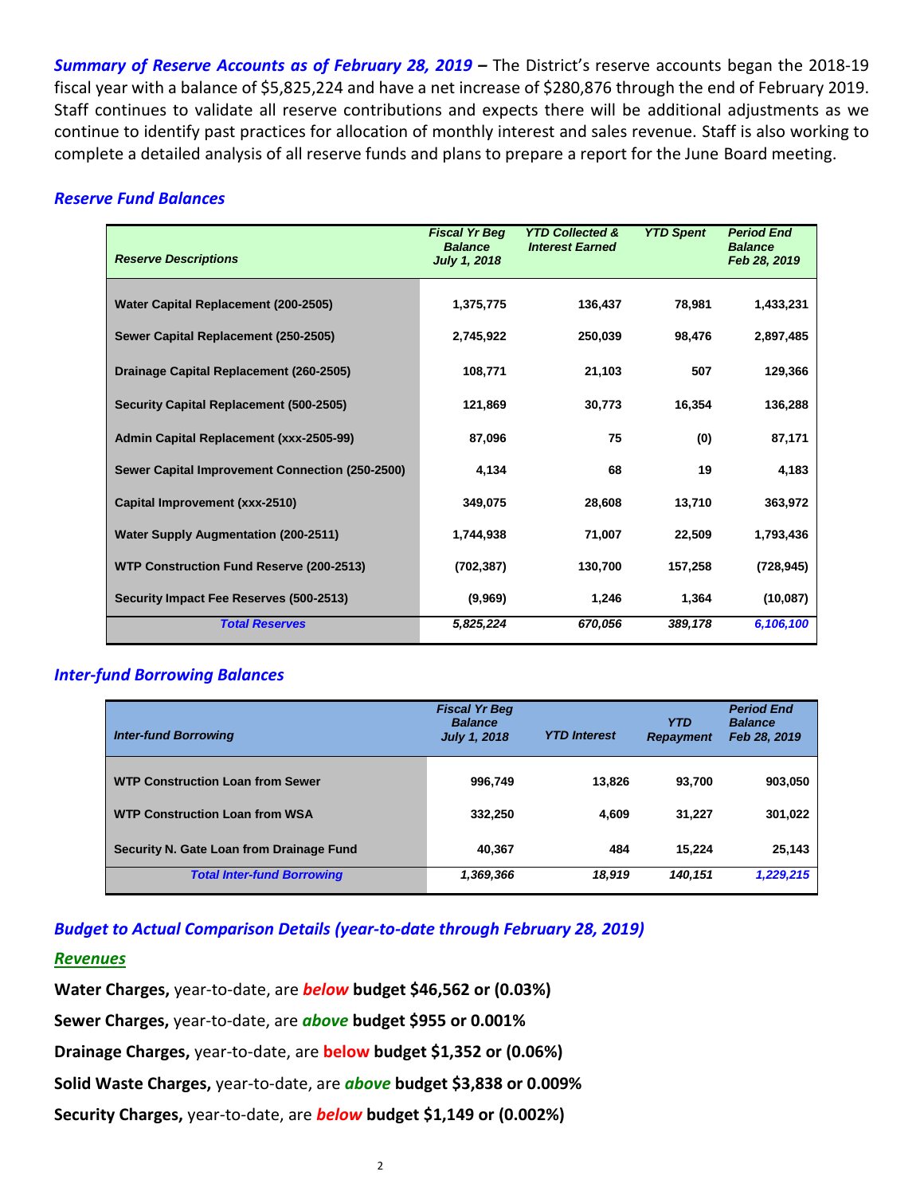***Summary of Reserve Accounts as of February 28, 2019*** **–** The District's reserve accounts began the 2018-19 fiscal year with a balance of $5,825,224 and have a net increase of $280,876 through the end of February 2019. Staff continues to validate all reserve contributions and expects there will be additional adjustments as we continue to identify past practices for allocation of monthly interest and sales revenue. Staff is also working to complete a detailed analysis of all reserve funds and plans to prepare a report for the June Board meeting.

### *Reserve Fund Balances*

| *Reserve Descriptions* | *Fiscal Yr Beg Balance July 1, 2018* | *YTD Collected & Interest Earned* | *YTD Spent* | *Period End Balance Feb 28, 2019* |
|---|---|---|---|---|
| **Water Capital Replacement (200-2505)** | **1,375,775** | **136,437** | **78,981** | **1,433,231** |
| **Sewer Capital Replacement (250-2505)** | **2,745,922** | **250,039** | **98,476** | **2,897,485** |
| **Drainage Capital Replacement (260-2505)** | **108,771** | **21,103** | **507** | **129,366** |
| **Security Capital Replacement (500-2505)** | **121,869** | **30,773** | **16,354** | **136,288** |
| **Admin Capital Replacement (xxx-2505-99)** | **87,096** | **75** | **(0)** | **87,171** |
| **Sewer Capital Improvement Connection (250-2500)** | **4,134** | **68** | **19** | **4,183** |
| **Capital Improvement (xxx-2510)** | **349,075** | **28,608** | **13,710** | **363,972** |
| **Water Supply Augmentation (200-2511)** | **1,744,938** | **71,007** | **22,509** | **1,793,436** |
| **WTP Construction Fund Reserve (200-2513)** | **(702,387)** | **130,700** | **157,258** | **(728,945)** |
| **Security Impact Fee Reserves (500-2513)** | **(9,969)** | **1,246** | **1,364** | **(10,087)** |
| ***Total Reserves*** | ***5,825,224*** | ***670,056*** | ***389,178*** | ***6,106,100*** |

### *Inter-fund Borrowing Balances*

| *Inter-fund Borrowing* | *Fiscal Yr Beg Balance July 1, 2018* | *YTD Interest* | *YTD Repayment* | *Period End Balance Feb 28, 2019* |
|---|---|---|---|---|
| **WTP Construction Loan from Sewer** | **996,749** | **13,826** | **93,700** | **903,050** |
| **WTP Construction Loan from WSA** | **332,250** | **4,609** | **31,227** | **301,022** |
| **Security N. Gate Loan from Drainage Fund** | **40,367** | **484** | **15,224** | **25,143** |
| ***Total Inter-fund Borrowing*** | ***1,369,366*** | ***18,919*** | ***140,151*** | ***1,229,215*** |

### *Budget to Actual Comparison Details (year-to-date through February 28, 2019)*

#### *Revenues*

**Water Charges,** year-to-date, are ***below*** **budget $46,562 or (0.03%)**

**Sewer Charges,** year-to-date, are ***above*** **budget $955 or 0.001%**

**Drainage Charges,** year-to-date, are **below budget $1,352 or (0.06%)**

**Solid Waste Charges,** year-to-date, are ***above*** **budget $3,838 or 0.009%**

**Security Charges,** year-to-date, are ***below*** **budget $1,149 or (0.002%)**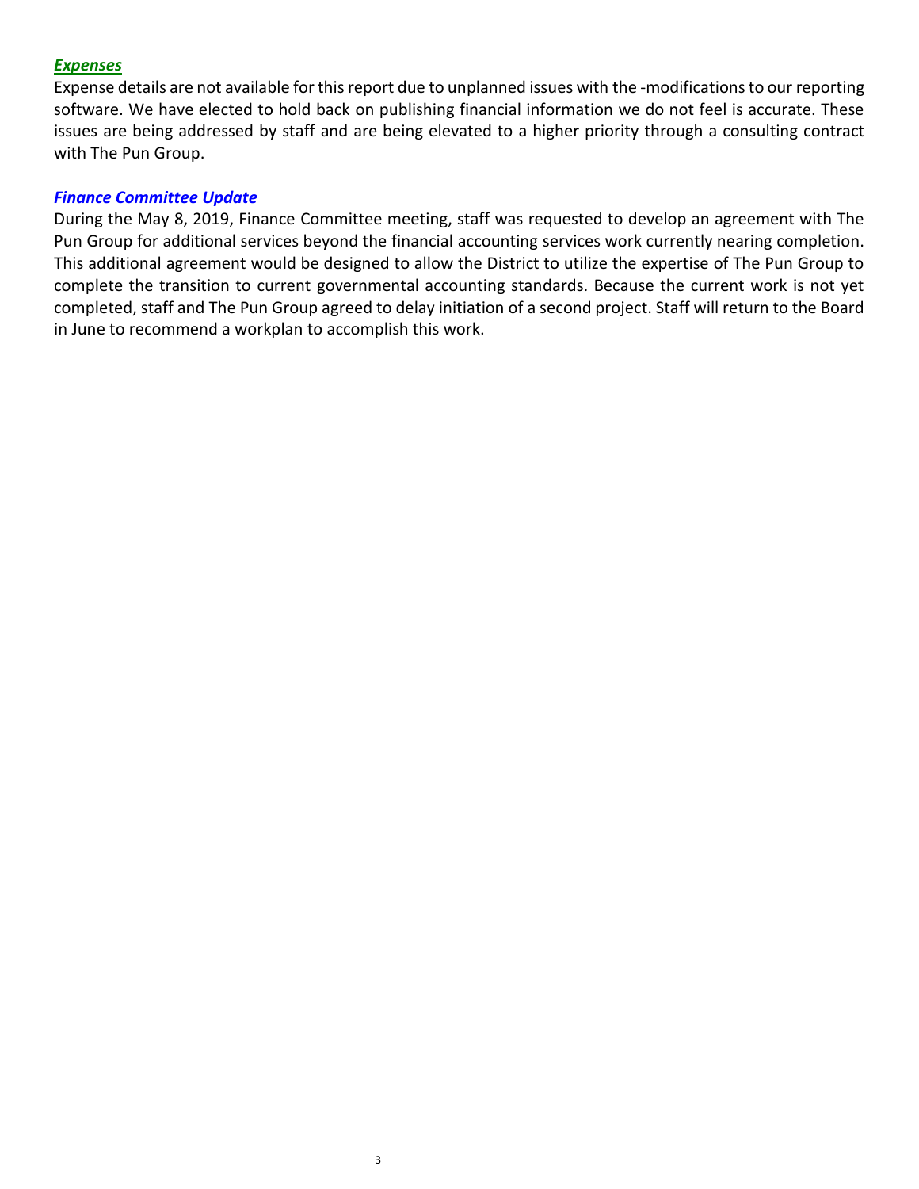### ***Expenses***

Expense details are not available for this report due to unplanned issues with the -modifications to our reporting software. We have elected to hold back on publishing financial information we do not feel is accurate. These issues are being addressed by staff and are being elevated to a higher priority through a consulting contract with The Pun Group.

### ***Finance Committee Update***

During the May 8, 2019, Finance Committee meeting, staff was requested to develop an agreement with The Pun Group for additional services beyond the financial accounting services work currently nearing completion. This additional agreement would be designed to allow the District to utilize the expertise of The Pun Group to complete the transition to current governmental accounting standards. Because the current work is not yet completed, staff and The Pun Group agreed to delay initiation of a second project. Staff will return to the Board in June to recommend a workplan to accomplish this work.